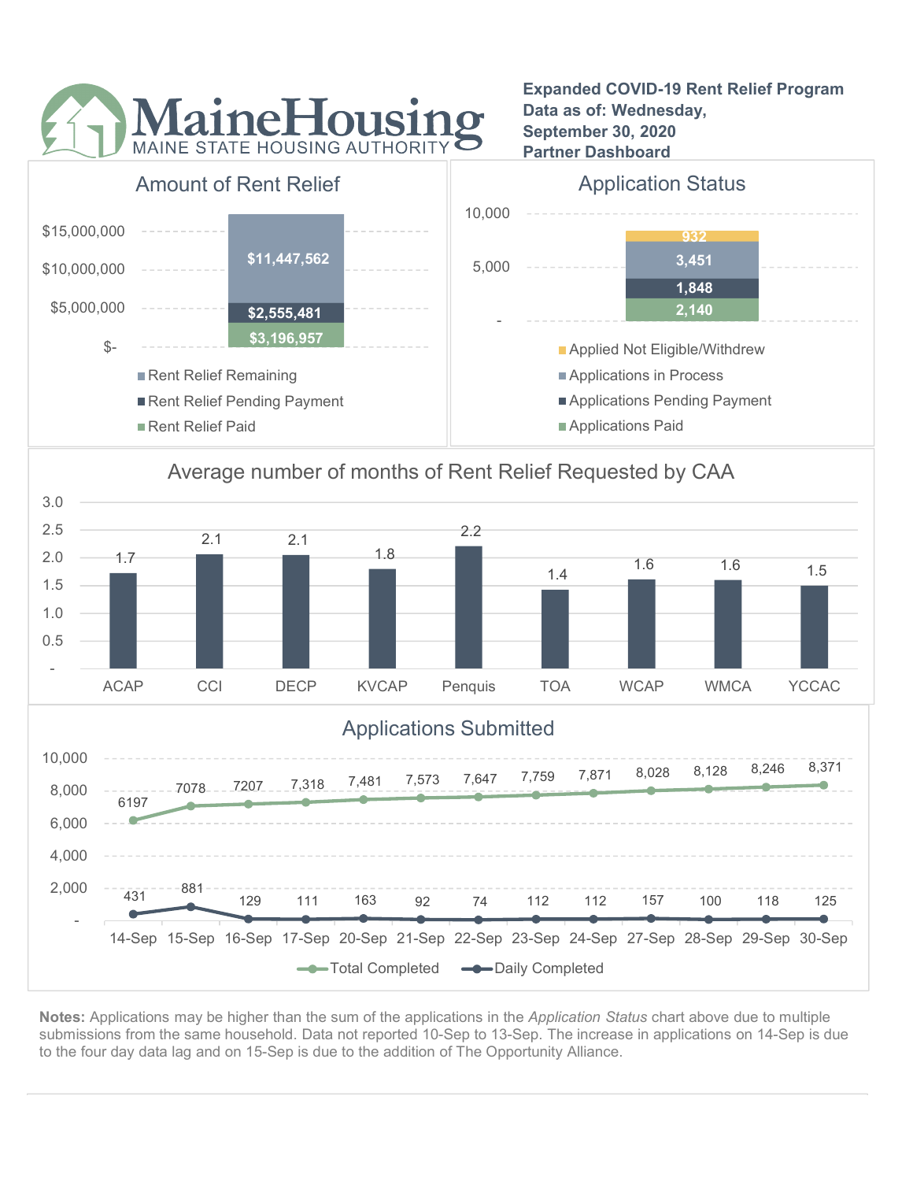# MaineHousing
MAINE STATE HOUSING AUTHORITY

**Expanded COVID-19 Rent Relief Program**
**Data as of: Wednesday, September 30, 2020**
**Partner Dashboard**

## Amount of Rent Relief

| Category | Amount |
|---|---|
| Rent Relief Remaining | $11,447,562 |
| Rent Relief Pending Payment | $2,555,481 |
| Rent Relief Paid | $3,196,957 |

## Application Status

| Category | Count |
|---|---|
| Applied Not Eligible/Withdrew | 932 |
| Applications in Process | 3,451 |
| Applications Pending Payment | 1,848 |
| Applications Paid | 2,140 |

## Average number of months of Rent Relief Requested by CAA

| ACAP | CCI | DECP | KVCAP | Penquis | TOA | WCAP | WMCA | YCCAC |
|---|---|---|---|---|---|---|---|---|
| 1.7 | 2.1 | 2.1 | 1.8 | 2.2 | 1.4 | 1.6 | 1.6 | 1.5 |

## Applications Submitted

| Date | Total Completed | Daily Completed |
|---|---|---|
| 14-Sep | 6197 | 431 |
| 15-Sep | 7078 | 881 |
| 16-Sep | 7207 | 129 |
| 17-Sep | 7,318 | 111 |
| 20-Sep | 7,481 | 163 |
| 21-Sep | 7,573 | 92 |
| 22-Sep | 7,647 | 74 |
| 23-Sep | 7,759 | 112 |
| 24-Sep | 7,871 | 112 |
| 27-Sep | 8,028 | 157 |
| 28-Sep | 8,128 | 100 |
| 29-Sep | 8,246 | 118 |
| 30-Sep | 8,371 | 125 |

**Notes:** Applications may be higher than the sum of the applications in the *Application Status* chart above due to multiple submissions from the same household. Data not reported 10-Sep to 13-Sep. The increase in applications on 14-Sep is due to the four day data lag and on 15-Sep is due to the addition of The Opportunity Alliance.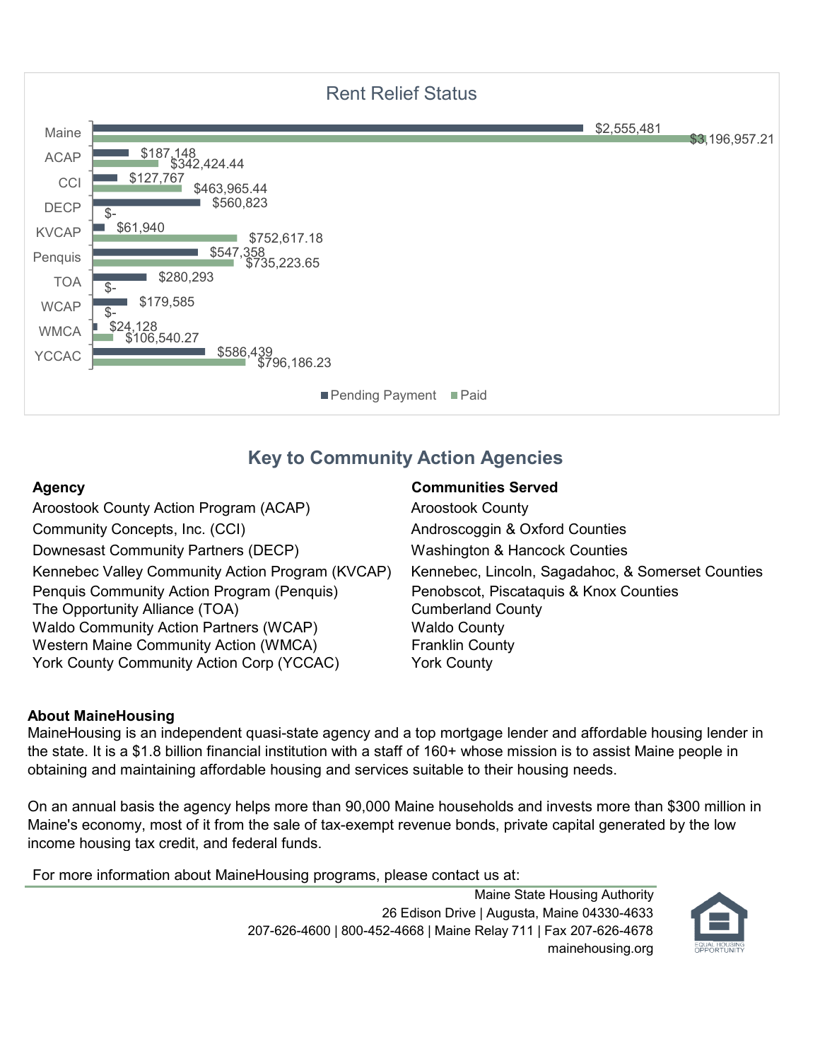## Rent Relief Status

Maine
$2,555,481
$3,196,957.21

ACAP
$187,148
$342,424.44

CCI
$127,767
$463,965.44

DECP
$560,823
$-

KVCAP
$61,940
$752,617.18

Penquis
$547,358
$735,223.65

TOA
$280,293
$-

WCAP
$179,585
$-

WMCA
$24,128
$106,540.27

YCCAC
$586,439
$796,186.23

Pending Payment  Paid

## Key to Community Action Agencies

| Agency | Communities Served |
| --- | --- |
| Aroostook County Action Program (ACAP) | Aroostook County |
| Community Concepts, Inc. (CCI) | Androscoggin & Oxford Counties |
| Downesast Community Partners (DECP) | Washington & Hancock Counties |
| Kennebec Valley Community Action Program (KVCAP) | Kennebec, Lincoln, Sagadahoc, & Somerset Counties |
| Penquis Community Action Program (Penquis) | Penobscot, Piscataquis & Knox Counties |
| The Opportunity Alliance (TOA) | Cumberland County |
| Waldo Community Action Partners (WCAP) | Waldo County |
| Western Maine Community Action (WMCA) | Franklin County |
| York County Community Action Corp (YCCAC) | York County |

**About MaineHousing**

MaineHousing is an independent quasi-state agency and a top mortgage lender and affordable housing lender in the state. It is a $1.8 billion financial institution with a staff of 160+ whose mission is to assist Maine people in obtaining and maintaining affordable housing and services suitable to their housing needs.

On an annual basis the agency helps more than 90,000 Maine households and invests more than $300 million in Maine's economy, most of it from the sale of tax-exempt revenue bonds, private capital generated by the low income housing tax credit, and federal funds.

For more information about MaineHousing programs, please contact us at:

Maine State Housing Authority
26 Edison Drive | Augusta, Maine 04330-4633
207-626-4600 | 800-452-4668 | Maine Relay 711 | Fax 207-626-4678
mainehousing.org

EQUAL HOUSING OPPORTUNITY